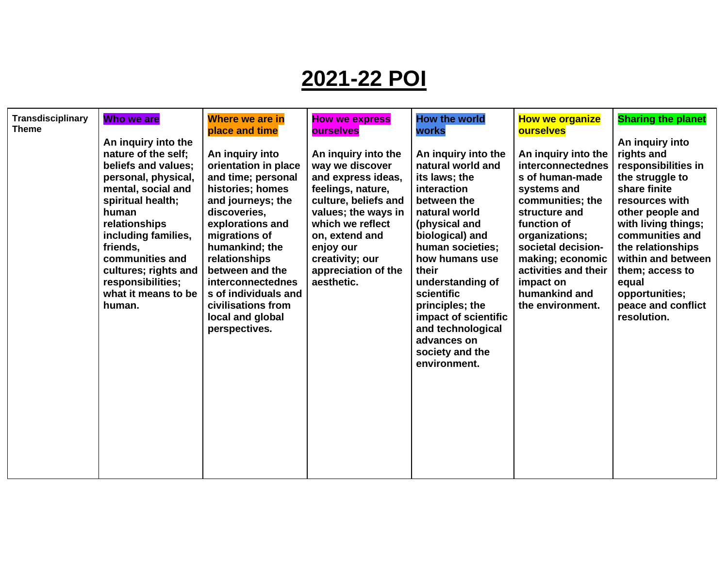# 2021-22 POI

| Transdisciplinary Theme | Who we are | Where we are in place and time | How we express ourselves | How the world works | How we organize ourselves | Sharing the planet |
|---|---|---|---|---|---|---|
| | An inquiry into the nature of the self; beliefs and values; personal, physical, mental, social and spiritual health; human relationships including families, friends, communities and cultures; rights and responsibilities; what it means to be human. | An inquiry into orientation in place and time; personal histories; homes and journeys; the discoveries, explorations and migrations of humankind; the relationships between and the interconnectedness of individuals and civilisations from local and global perspectives. | An inquiry into the way we discover and express ideas, feelings, nature, culture, beliefs and values; the ways in which we reflect on, extend and enjoy our creativity; our appreciation of the aesthetic. | An inquiry into the natural world and its laws; the interaction between the natural world (physical and biological) and human societies; how humans use their understanding of scientific principles; the impact of scientific and technological advances on society and the environment. | An inquiry into the interconnectedness of human-made systems and communities; the structure and function of organizations; societal decision-making; economic activities and their impact on humankind and the environment. | An inquiry into rights and responsibilities in the struggle to share finite resources with other people and with living things; communities and the relationships within and between them; access to equal opportunities; peace and conflict resolution. |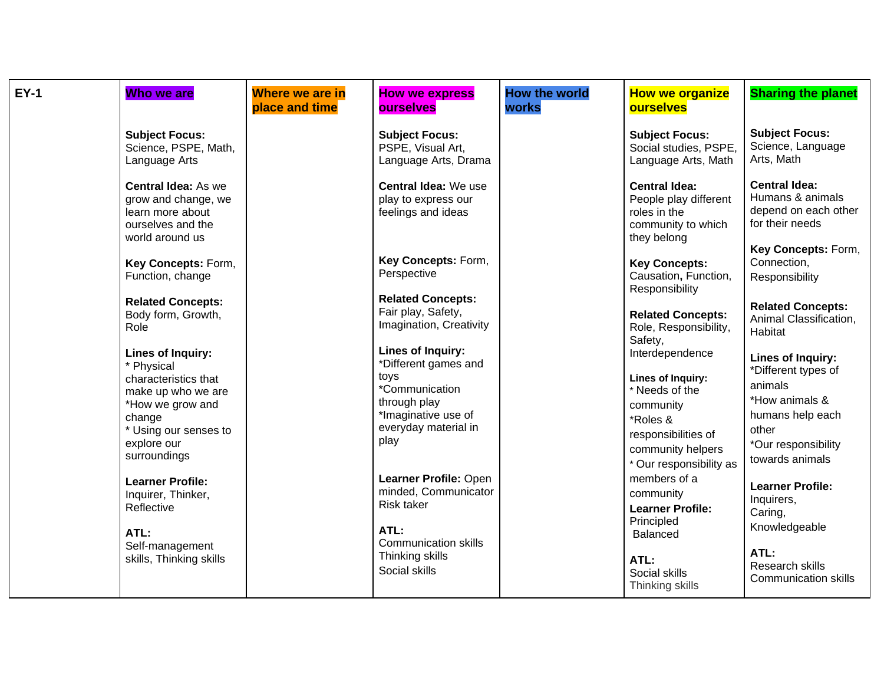| EY-1 | Who we are | Where we are in place and time | How we express ourselves | How the world works | How we organize ourselves | Sharing the planet |
|---|---|---|---|---|---|---|
| | **Subject Focus:** Science, PSPE, Math, Language Arts<br><br>**Central Idea:** As we grow and change, we learn more about ourselves and the world around us<br><br>**Key Concepts:** Form, Function, change<br><br>**Related Concepts:** Body form, Growth, Role<br><br>**Lines of Inquiry:**<br>* Physical characteristics that make up who we are<br>*How we grow and change<br>* Using our senses to explore our surroundings<br><br>**Learner Profile:** Inquirer, Thinker, Reflective<br><br>**ATL:** Self-management skills, Thinking skills | | **Subject Focus:** PSPE, Visual Art, Language Arts, Drama<br><br>**Central Idea:** We use play to express our feelings and ideas<br><br>**Key Concepts:** Form, Perspective<br><br>**Related Concepts:** Fair play, Safety, Imagination, Creativity<br><br>**Lines of Inquiry:**<br>*Different games and toys<br>*Communication through play<br>*Imaginative use of everyday material in play<br><br>**Learner Profile:** Open minded, Communicator Risk taker<br><br>**ATL:** Communication skills Thinking skills Social skills | | **Subject Focus:** Social studies, PSPE, Language Arts, Math<br><br>**Central Idea:** People play different roles in the community to which they belong<br><br>**Key Concepts:** Causation, Function, Responsibility<br><br>**Related Concepts:** Role, Responsibility, Safety, Interdependence<br><br>**Lines of Inquiry:**<br>* Needs of the community<br>*Roles & responsibilities of community helpers<br>* Our responsibility as members of a community<br>**Learner Profile:** Principled Balanced<br><br>**ATL:** Social skills Thinking skills | **Subject Focus:** Science, Language Arts, Math<br><br>**Central Idea:** Humans & animals depend on each other for their needs<br><br>**Key Concepts:** Form, Connection, Responsibility<br><br>**Related Concepts:** Animal Classification, Habitat<br><br>**Lines of Inquiry:**<br>*Different types of animals<br>*How animals & humans help each other<br>*Our responsibility towards animals<br><br>**Learner Profile:** Inquirers, Caring, Knowledgeable<br><br>**ATL:** Research skills Communication skills |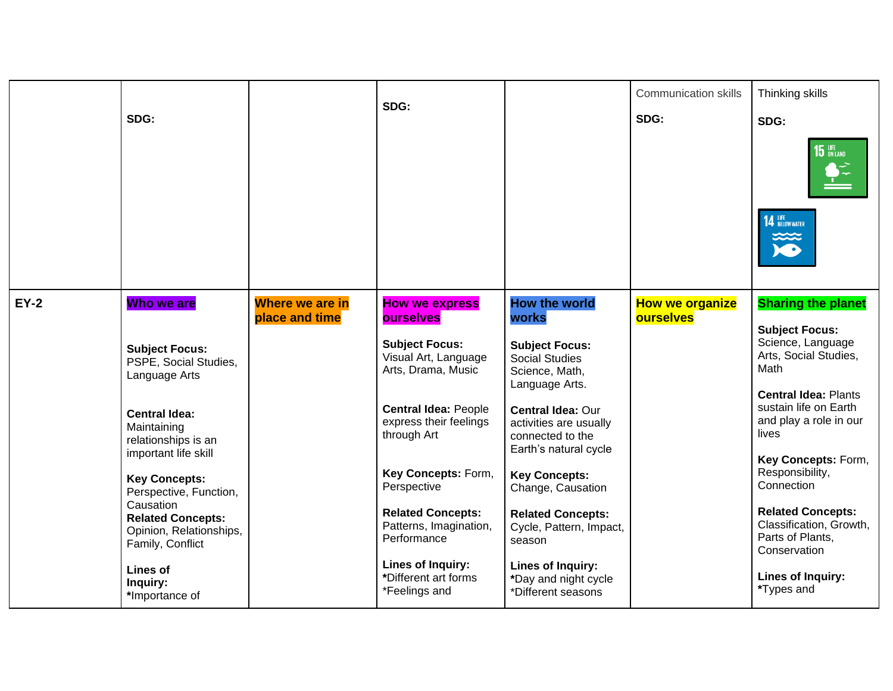| | | | | | | |
|---|---|---|---|---|---|---|
| | **SDG:** | | **SDG:** | | Communication skills<br><br>**SDG:** | Thinking skills<br><br>**SDG:** |
| **EY-2** | **Who we are**<br><br>**Subject Focus:** PSPE, Social Studies, Language Arts<br><br>**Central Idea:** Maintaining relationships is an important life skill<br><br>**Key Concepts:** Perspective, Function, Causation<br>**Related Concepts:** Opinion, Relationships, Family, Conflict<br><br>**Lines of Inquiry:**<br>***Importance of** | **Where we are in place and time** | **How we express ourselves**<br><br>**Subject Focus:** Visual Art, Language Arts, Drama, Music<br><br>**Central Idea:** People express their feelings through Art<br><br>**Key Concepts:** Form, Perspective<br><br>**Related Concepts:** Patterns, Imagination, Performance<br><br>**Lines of Inquiry:**<br>***Different art forms**<br>*Feelings and | **How the world works**<br><br>**Subject Focus:** Social Studies Science, Math, Language Arts.<br><br>**Central Idea:** Our activities are usually connected to the Earth's natural cycle<br><br>**Key Concepts:** Change, Causation<br><br>**Related Concepts:** Cycle, Pattern, Impact, season<br><br>**Lines of Inquiry:**<br>***Day and night cycle**<br>*Different seasons | **How we organize ourselves** | **Sharing the planet**<br><br>**Subject Focus:** Science, Language Arts, Social Studies, Math<br><br>**Central Idea:** Plants sustain life on Earth and play a role in our lives<br><br>**Key Concepts:** Form, Responsibility, Connection<br><br>**Related Concepts:** Classification, Growth, Parts of Plants, Conservation<br><br>**Lines of Inquiry:**<br>***Types and** |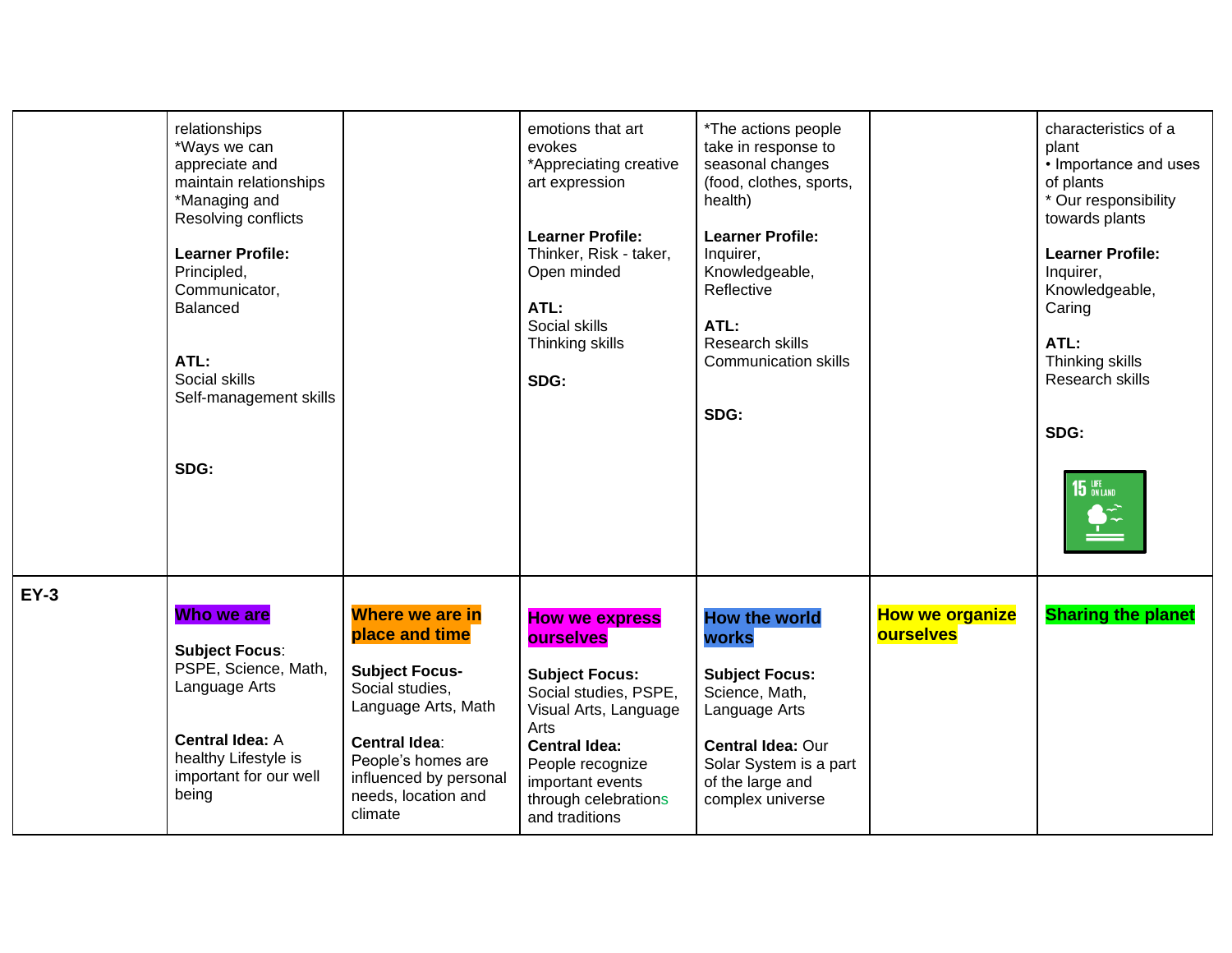| | | | | | | |
|---|---|---|---|---|---|---|
| | relationships<br>*Ways we can appreciate and maintain relationships<br>*Managing and Resolving conflicts<br><br>**Learner Profile:** Principled, Communicator, Balanced<br><br>**ATL:**<br>Social skills<br>Self-management skills<br><br>**SDG:** | | emotions that art evokes<br>*Appreciating creative art expression<br><br>**Learner Profile:** Thinker, Risk - taker, Open minded<br><br>**ATL:**<br>Social skills<br>Thinking skills<br><br>**SDG:** | *The actions people take in response to seasonal changes (food, clothes, sports, health)<br><br>**Learner Profile:** Inquirer, Knowledgeable, Reflective<br><br>**ATL:**<br>Research skills<br>Communication skills<br><br>**SDG:** | | characteristics of a plant<br>• Importance and uses of plants<br>* Our responsibility towards plants<br><br>**Learner Profile:** Inquirer, Knowledgeable, Caring<br><br>**ATL:**<br>Thinking skills<br>Research skills<br><br>**SDG:**<br>15 LIFE ON LAND |
| **EY-3** | **Who we are**<br><br>**Subject Focus**: PSPE, Science, Math, Language Arts<br><br>**Central Idea:** A healthy Lifestyle is important for our well being | **Where we are in place and time**<br><br>**Subject Focus-** Social studies, Language Arts, Math<br><br>**Central Idea**: People's homes are influenced by personal needs, location and climate | **How we express ourselves**<br><br>**Subject Focus:** Social studies, PSPE, Visual Arts, Language Arts<br>**Central Idea:** People recognize important events through celebrations and traditions | **How the world works**<br><br>**Subject Focus:** Science, Math, Language Arts<br><br>**Central Idea:** Our Solar System is a part of the large and complex universe | **How we organize ourselves** | **Sharing the planet** |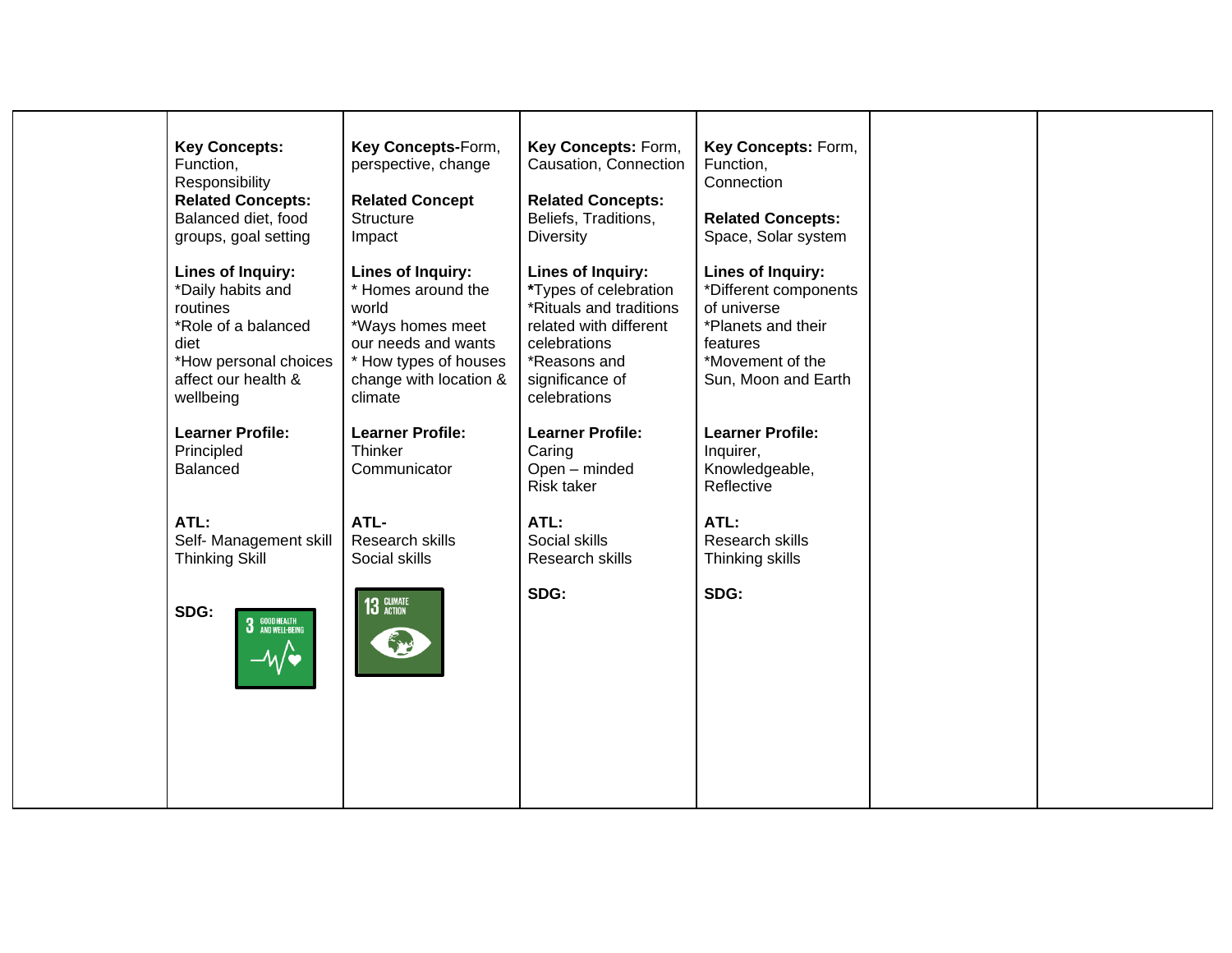| | | | | | | |
|---|---|---|---|---|---|---|
| | **Key Concepts:** Function, Responsibility<br>**Related Concepts:** Balanced diet, food groups, goal setting<br><br>**Lines of Inquiry:**<br>*Daily habits and routines<br>*Role of a balanced diet<br>*How personal choices affect our health & wellbeing<br><br>**Learner Profile:**<br>Principled<br>Balanced<br><br>**ATL:**<br>Self- Management skill<br>Thinking Skill<br><br>**SDG:** 3 GOOD HEALTH AND WELL-BEING | **Key Concepts-**Form, perspective, change<br><br>**Related Concept**<br>Structure<br>Impact<br><br>**Lines of Inquiry:**<br>* Homes around the world<br>*Ways homes meet our needs and wants<br>* How types of houses change with location & climate<br><br>**Learner Profile:**<br>Thinker<br>Communicator<br><br>**ATL-**<br>Research skills<br>Social skills<br><br>13 CLIMATE ACTION | **Key Concepts:** Form, Causation, Connection<br><br>**Related Concepts:**<br>Beliefs, Traditions, Diversity<br><br>**Lines of Inquiry:**<br>*Types of celebration<br>*Rituals and traditions related with different celebrations<br>*Reasons and significance of celebrations<br><br>**Learner Profile:**<br>Caring<br>Open – minded<br>Risk taker<br><br>**ATL:**<br>Social skills<br>Research skills<br><br>**SDG:** | **Key Concepts:** Form, Function, Connection<br><br>**Related Concepts:**<br>Space, Solar system<br><br>**Lines of Inquiry:**<br>*Different components of universe<br>*Planets and their features<br>*Movement of the Sun, Moon and Earth<br><br>**Learner Profile:**<br>Inquirer,<br>Knowledgeable,<br>Reflective<br><br>**ATL:**<br>Research skills<br>Thinking skills<br><br>**SDG:** | | |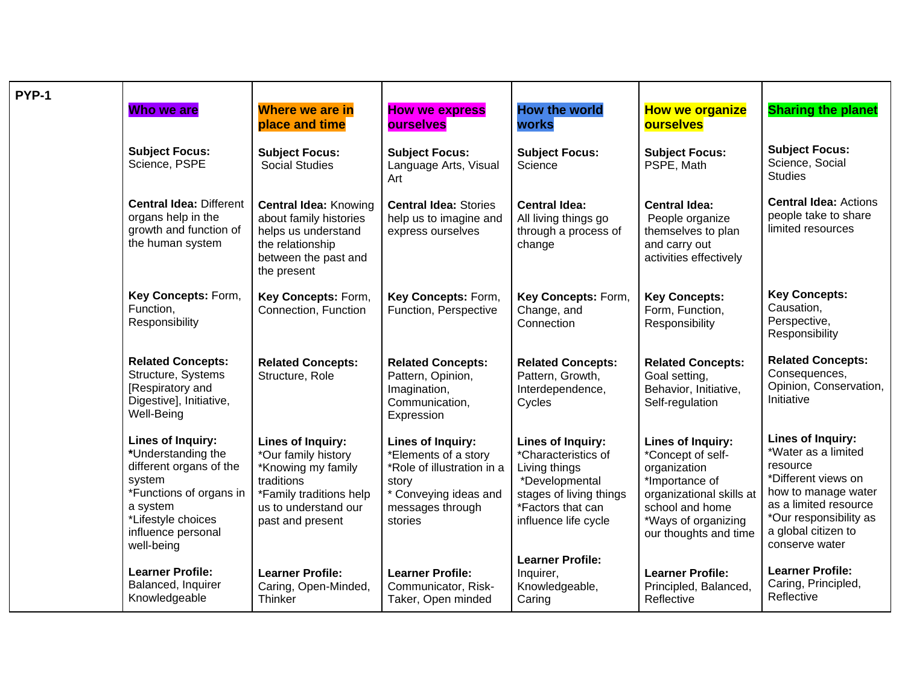| PYP-1 | Who we are | Where we are in place and time | How we express ourselves | How the world works | How we organize ourselves | Sharing the planet |
|---|---|---|---|---|---|---|
| | **Subject Focus:** Science, PSPE | **Subject Focus:** Social Studies | **Subject Focus:** Language Arts, Visual Art | **Subject Focus:** Science | **Subject Focus:** PSPE, Math | **Subject Focus:** Science, Social Studies |
| | **Central Idea:** Different organs help in the growth and function of the human system | **Central Idea:** Knowing about family histories helps us understand the relationship between the past and the present | **Central Idea:** Stories help us to imagine and express ourselves | **Central Idea:** All living things go through a process of change | **Central Idea:** People organize themselves to plan and carry out activities effectively | **Central Idea:** Actions people take to share limited resources |
| | **Key Concepts:** Form, Function, Responsibility | **Key Concepts:** Form, Connection, Function | **Key Concepts:** Form, Function, Perspective | **Key Concepts:** Form, Change, and Connection | **Key Concepts:** Form, Function, Responsibility | **Key Concepts:** Causation, Perspective, Responsibility |
| | **Related Concepts:** Structure, Systems [Respiratory and Digestive], Initiative, Well-Being | **Related Concepts:** Structure, Role | **Related Concepts:** Pattern, Opinion, Imagination, Communication, Expression | **Related Concepts:** Pattern, Growth, Interdependence, Cycles | **Related Concepts:** Goal setting, Behavior, Initiative, Self-regulation | **Related Concepts:** Consequences, Opinion, Conservation, Initiative |
| | **Lines of Inquiry:** **\***Understanding the different organs of the system<br>*Functions of organs in a system<br>*Lifestyle choices influence personal well-being | **Lines of Inquiry:** *Our family history<br>*Knowing my family traditions<br>*Family traditions help us to understand our past and present | **Lines of Inquiry:** *Elements of a story<br>*Role of illustration in a story<br>* Conveying ideas and messages through stories | **Lines of Inquiry:** *Characteristics of Living things<br>*Developmental stages of living things<br>*Factors that can influence life cycle | **Lines of Inquiry:** *Concept of self-organization<br>*Importance of organizational skills at school and home<br>*Ways of organizing our thoughts and time | **Lines of Inquiry:** *Water as a limited resource<br>*Different views on how to manage water as a limited resource<br>*Our responsibility as a global citizen to conserve water |
| | **Learner Profile:** Balanced, Inquirer Knowledgeable | **Learner Profile:** Caring, Open-Minded, Thinker | **Learner Profile:** Communicator, Risk-Taker, Open minded | **Learner Profile:** Inquirer, Knowledgeable, Caring | **Learner Profile:** Principled, Balanced, Reflective | **Learner Profile:** Caring, Principled, Reflective |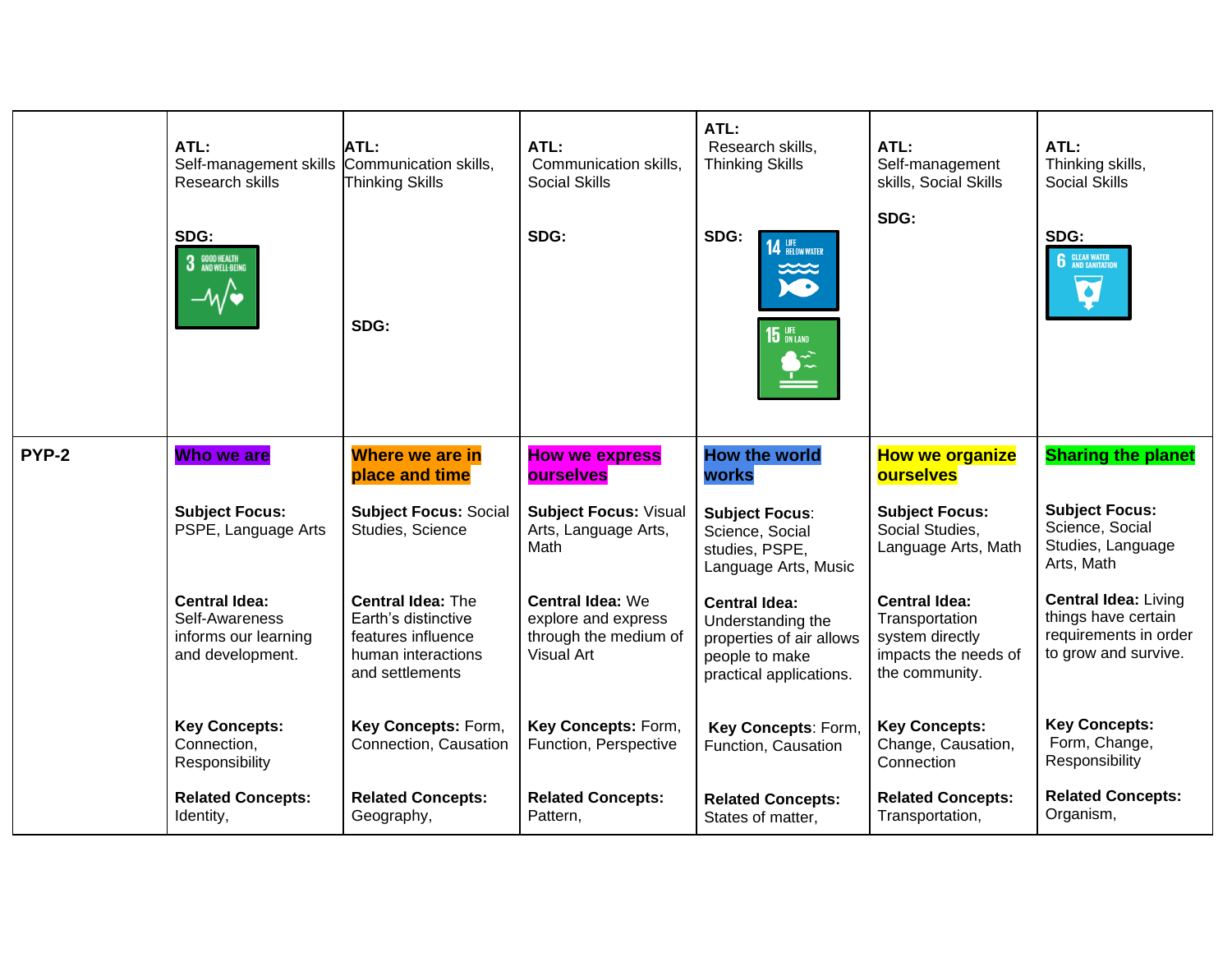| | | | | | | |
|---|---|---|---|---|---|---|
| | **ATL:** Self-management skills Research skills<br><br>**SDG:** 3 GOOD HEALTH AND WELL-BEING | **ATL:** Communication skills, Thinking Skills<br><br>**SDG:** | **ATL:** Communication skills, Social Skills<br><br>**SDG:** | **ATL:** Research skills, Thinking Skills<br><br>**SDG:** 14 LIFE BELOW WATER, 15 LIFE ON LAND | **ATL:** Self-management skills, Social Skills<br><br>**SDG:** | **ATL:** Thinking skills, Social Skills<br><br>**SDG:** 6 CLEAN WATER AND SANITATION |
| **PYP-2** | **Who we are**<br><br>**Subject Focus:** PSPE, Language Arts<br><br>**Central Idea:** Self-Awareness informs our learning and development.<br><br>**Key Concepts:** Connection, Responsibility<br><br>**Related Concepts:** Identity, | **Where we are in place and time**<br><br>**Subject Focus:** Social Studies, Science<br><br>**Central Idea:** The Earth's distinctive features influence human interactions and settlements<br><br>**Key Concepts:** Form, Connection, Causation<br><br>**Related Concepts:** Geography, | **How we express ourselves**<br><br>**Subject Focus:** Visual Arts, Language Arts, Math<br><br>**Central Idea:** We explore and express through the medium of Visual Art<br><br>**Key Concepts:** Form, Function, Perspective<br><br>**Related Concepts:** Pattern, | **How the world works**<br><br>**Subject Focus**: Science, Social studies, PSPE, Language Arts, Music<br><br>**Central Idea:** Understanding the properties of air allows people to make practical applications.<br><br>**Key Concepts**: Form, Function, Causation<br><br>**Related Concepts:** States of matter, | **How we organize ourselves**<br><br>**Subject Focus:** Social Studies, Language Arts, Math<br><br>**Central Idea:** Transportation system directly impacts the needs of the community.<br><br>**Key Concepts:** Change, Causation, Connection<br><br>**Related Concepts:** Transportation, | **Sharing the planet**<br><br>**Subject Focus:** Science, Social Studies, Language Arts, Math<br><br>**Central Idea:** Living things have certain requirements in order to grow and survive.<br><br>**Key Concepts:** Form, Change, Responsibility<br><br>**Related Concepts:** Organism, |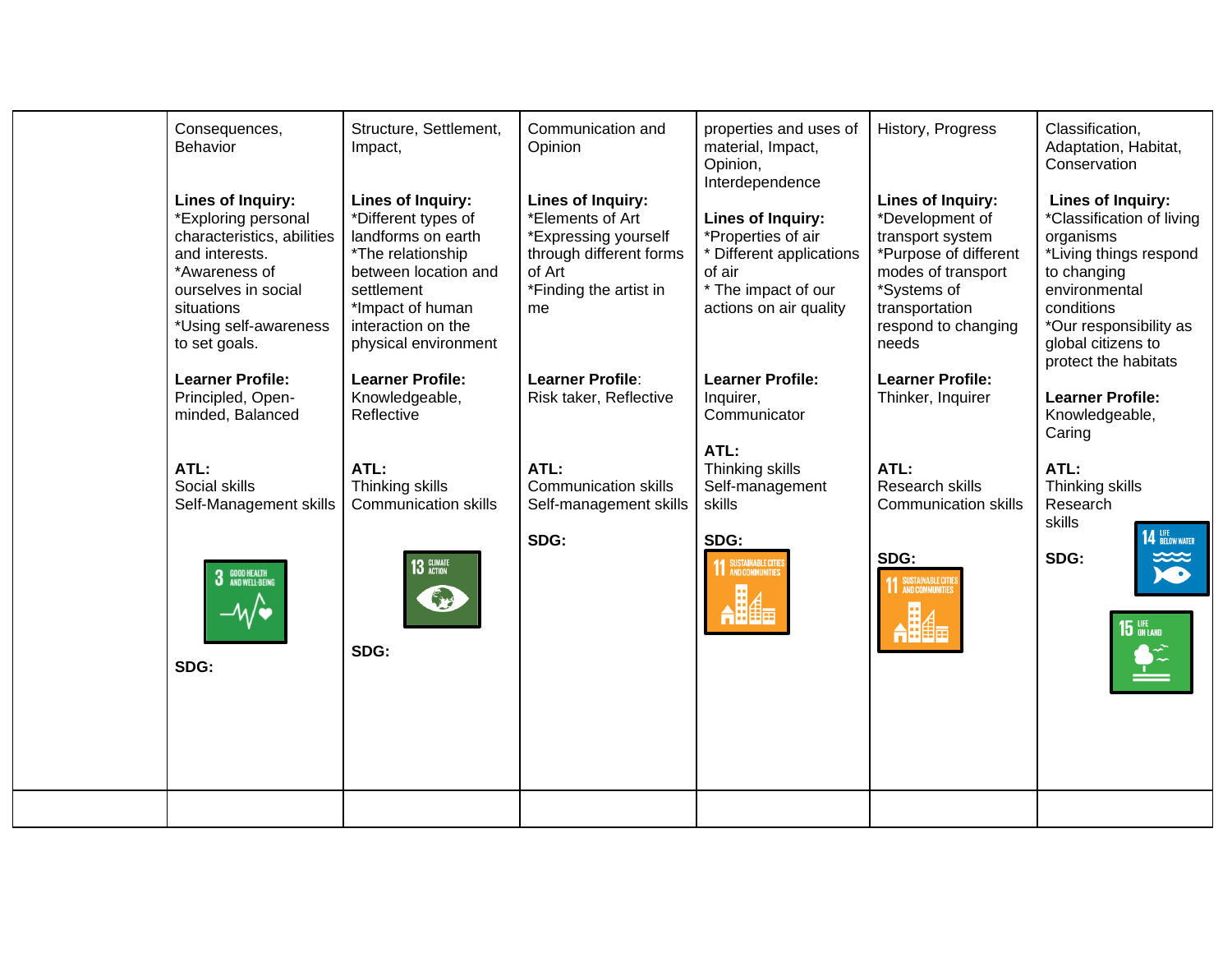| | Consequences, Behavior<br><br>**Lines of Inquiry:**<br>*Exploring personal characteristics, abilities and interests.<br>*Awareness of ourselves in social situations<br>*Using self-awareness to set goals.<br><br>**Learner Profile:**<br>Principled, Open-minded, Balanced<br><br>**ATL:**<br>Social skills<br>Self-Management skills<br><br>3 GOOD HEALTH AND WELL-BEING<br><br>**SDG:** | Structure, Settlement, Impact,<br><br>**Lines of Inquiry:**<br>*Different types of landforms on earth<br>*The relationship between location and settlement<br>*Impact of human interaction on the physical environment<br><br>**Learner Profile:**<br>Knowledgeable, Reflective<br><br>**ATL:**<br>Thinking skills<br>Communication skills<br><br>13 CLIMATE ACTION<br><br>**SDG:** | Communication and Opinion<br><br>**Lines of Inquiry:**<br>*Elements of Art<br>*Expressing yourself through different forms of Art<br>*Finding the artist in me<br><br>**Learner Profile**:<br>Risk taker, Reflective<br><br>**ATL:**<br>Communication skills<br>Self-management skills<br><br>**SDG:** | properties and uses of material, Impact, Opinion, Interdependence<br><br>**Lines of Inquiry:**<br>*Properties of air<br>* Different applications of air<br>* The impact of our actions on air quality<br><br>**Learner Profile:**<br>Inquirer, Communicator<br><br>**ATL:**<br>Thinking skills<br>Self-management skills<br><br>**SDG:**<br>11 SUSTAINABLE CITIES AND COMMUNITIES | History, Progress<br><br>**Lines of Inquiry:**<br>*Development of transport system<br>*Purpose of different modes of transport<br>*Systems of transportation respond to changing needs<br><br>**Learner Profile:**<br>Thinker, Inquirer<br><br>**ATL:**<br>Research skills<br>Communication skills<br><br>**SDG:**<br>11 SUSTAINABLE CITIES AND COMMUNITIES | Classification, Adaptation, Habitat, Conservation<br><br>**Lines of Inquiry:**<br>*Classification of living organisms<br>*Living things respond to changing environmental conditions<br>*Our responsibility as global citizens to protect the habitats<br><br>**Learner Profile:**<br>Knowledgeable, Caring<br><br>**ATL:**<br>Thinking skills<br>Research skills<br><br>**SDG:**<br>14 LIFE BELOW WATER<br>15 LIFE ON LAND |
|---|---|---|---|---|---|---|
| | | | | | | |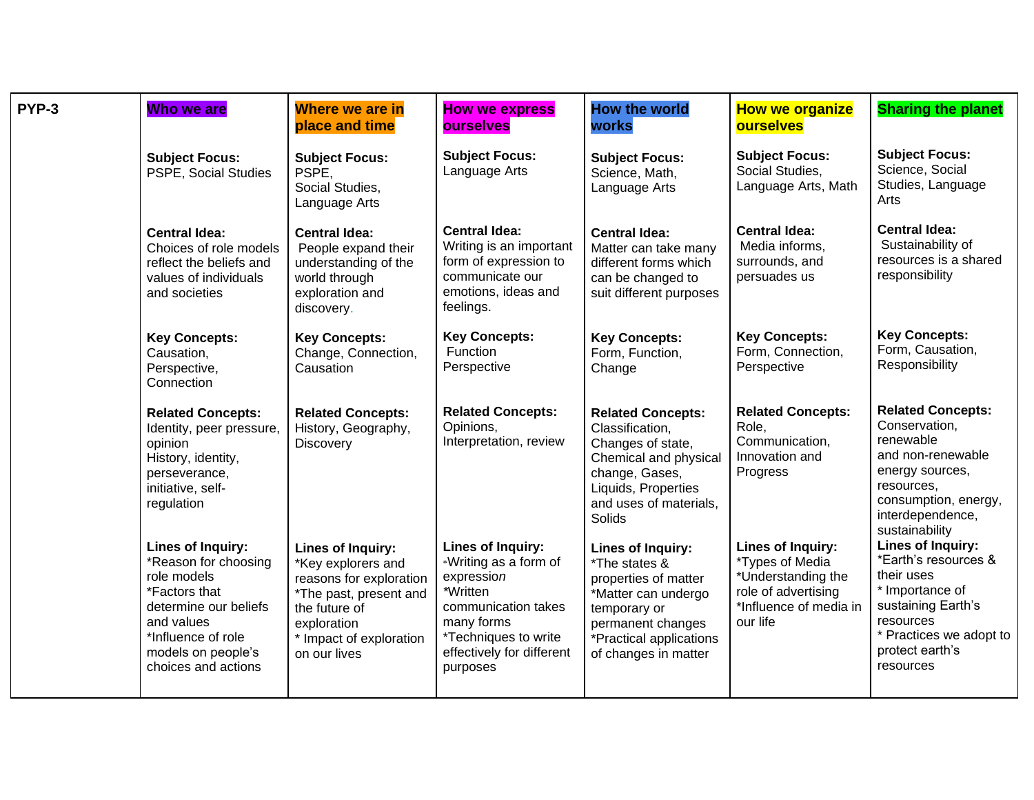| PYP-3 | Who we are | Where we are in place and time | How we express ourselves | How the world works | How we organize ourselves | Sharing the planet |
|---|---|---|---|---|---|---|
| | **Subject Focus:** PSPE, Social Studies | **Subject Focus:** PSPE, Social Studies, Language Arts | **Subject Focus:** Language Arts | **Subject Focus:** Science, Math, Language Arts | **Subject Focus:** Social Studies, Language Arts, Math | **Subject Focus:** Science, Social Studies, Language Arts |
| | **Central Idea:** Choices of role models reflect the beliefs and values of individuals and societies | **Central Idea:** People expand their understanding of the world through exploration and discovery. | **Central Idea:** Writing is an important form of expression to communicate our emotions, ideas and feelings. | **Central Idea:** Matter can take many different forms which can be changed to suit different purposes | **Central Idea:** Media informs, surrounds, and persuades us | **Central Idea:** Sustainability of resources is a shared responsibility |
| | **Key Concepts:** Causation, Perspective, Connection | **Key Concepts:** Change, Connection, Causation | **Key Concepts:** Function Perspective | **Key Concepts:** Form, Function, Change | **Key Concepts:** Form, Connection, Perspective | **Key Concepts:** Form, Causation, Responsibility |
| | **Related Concepts:** Identity, peer pressure, opinion History, identity, perseverance, initiative, self-regulation | **Related Concepts:** History, Geography, Discovery | **Related Concepts:** Opinions, Interpretation, review | **Related Concepts:** Classification, Changes of state, Chemical and physical change, Gases, Liquids, Properties and uses of materials, Solids | **Related Concepts:** Role, Communication, Innovation and Progress | **Related Concepts:** Conservation, renewable and non-renewable energy sources, resources, consumption, energy, interdependence, sustainability |
| | **Lines of Inquiry:** *Reason for choosing role models *Factors that determine our beliefs and values *Influence of role models on people's choices and actions | **Lines of Inquiry:** *Key explorers and reasons for exploration *The past, present and the future of exploration * Impact of exploration on our lives | **Lines of Inquiry:** *Writing as a form of expression *Written communication takes many forms *Techniques to write effectively for different purposes | **Lines of Inquiry:** *The states & properties of matter *Matter can undergo temporary or permanent changes *Practical applications of changes in matter | **Lines of Inquiry:** *Types of Media *Understanding the role of advertising *Influence of media in our life | **Lines of Inquiry:** *Earth's resources & their uses * Importance of sustaining Earth's resources * Practices we adopt to protect earth's resources |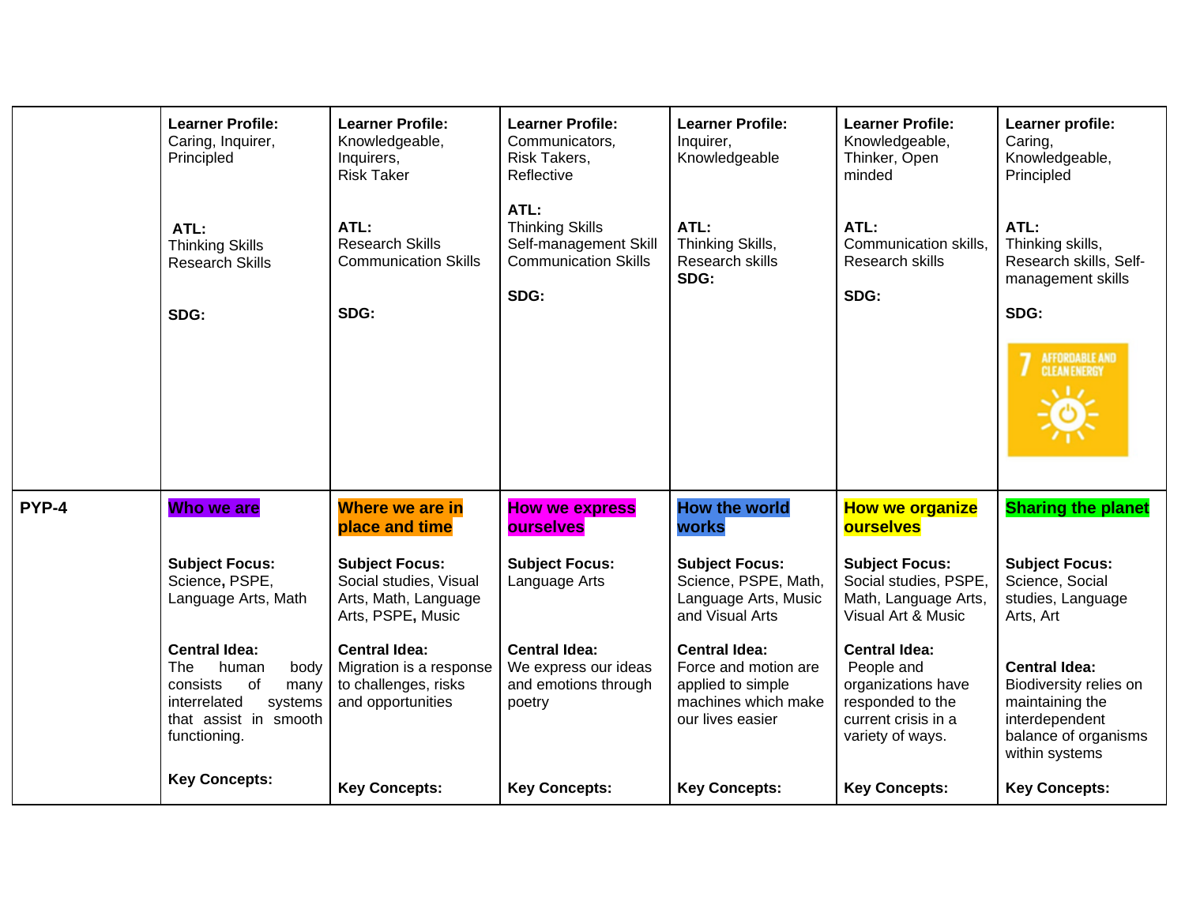| | | | | | | |
|---|---|---|---|---|---|---|
| | **Learner Profile:** Caring, Inquirer, Principled<br><br>**ATL:** Thinking Skills Research Skills<br><br>**SDG:** | **Learner Profile:** Knowledgeable, Inquirers, Risk Taker<br><br>**ATL:** Research Skills Communication Skills<br><br>**SDG:** | **Learner Profile:** Communicators, Risk Takers, Reflective<br><br>**ATL:** Thinking Skills Self-management Skill Communication Skills<br><br>**SDG:** | **Learner Profile:** Inquirer, Knowledgeable<br><br>**ATL:** Thinking Skills, Research skills<br>**SDG:** | **Learner Profile:** Knowledgeable, Thinker, Open minded<br><br>**ATL:** Communication skills, Research skills<br><br>**SDG:** | **Learner profile:** Caring, Knowledgeable, Principled<br><br>**ATL:** Thinking skills, Research skills, Self-management skills<br><br>**SDG:**<br>7 AFFORDABLE AND CLEAN ENERGY |
| **PYP-4** | **Who we are**<br><br>**Subject Focus:** Science**,** PSPE, Language Arts, Math<br><br>**Central Idea:** The human body consists of many interrelated systems that assist in smooth functioning.<br><br>**Key Concepts:** | **Where we are in place and time**<br><br>**Subject Focus:** Social studies, Visual Arts, Math, Language Arts, PSPE**,** Music<br><br>**Central Idea:** Migration is a response to challenges, risks and opportunities<br><br>**Key Concepts:** | **How we express ourselves**<br><br>**Subject Focus:** Language Arts<br><br>**Central Idea:** We express our ideas and emotions through poetry<br><br>**Key Concepts:** | **How the world works**<br><br>**Subject Focus:** Science, PSPE, Math, Language Arts, Music and Visual Arts<br><br>**Central Idea:** Force and motion are applied to simple machines which make our lives easier<br><br>**Key Concepts:** | **How we organize ourselves**<br><br>**Subject Focus:** Social studies, PSPE, Math, Language Arts, Visual Art & Music<br><br>**Central Idea:** People and organizations have responded to the current crisis in a variety of ways.<br><br>**Key Concepts:** | **Sharing the planet**<br><br>**Subject Focus:** Science, Social studies, Language Arts, Art<br><br>**Central Idea:** Biodiversity relies on maintaining the interdependent balance of organisms within systems<br><br>**Key Concepts:** |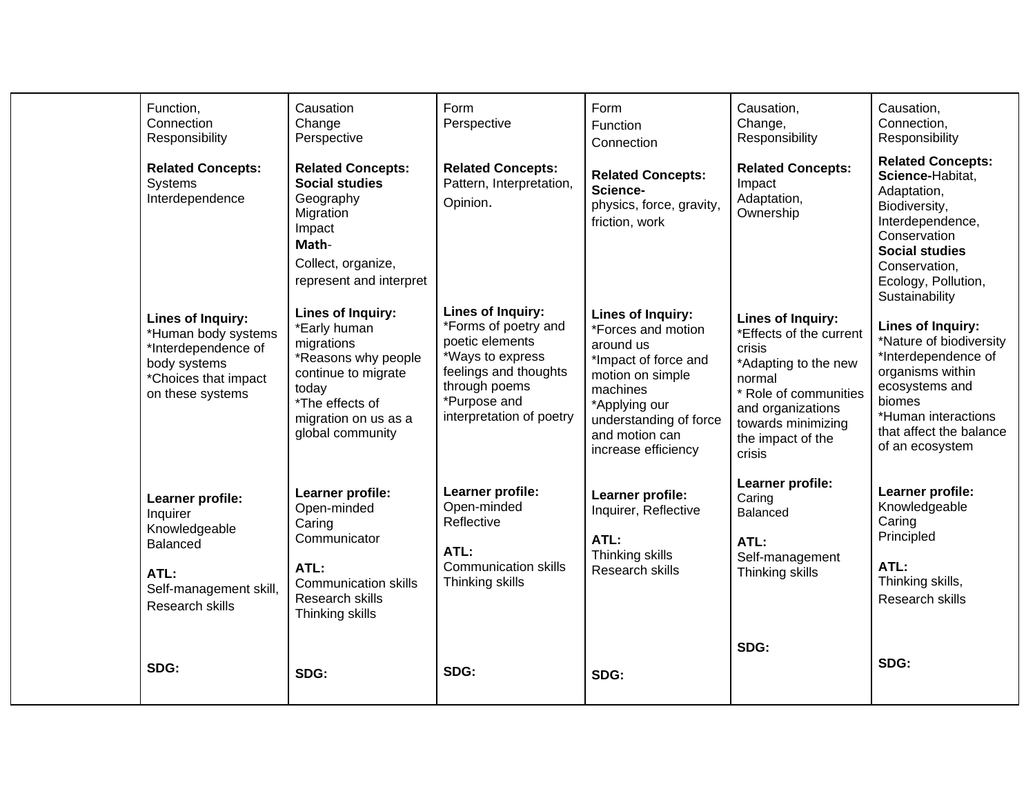| | | | | | | |
|---|---|---|---|---|---|---|
| | Function,<br>Connection<br>Responsibility<br><br>**Related Concepts:**<br>Systems<br>Interdependence<br><br>**Lines of Inquiry:**<br>*Human body systems<br>*Interdependence of body systems<br>*Choices that impact on these systems<br><br>**Learner profile:**<br>Inquirer<br>Knowledgeable<br>Balanced<br><br>**ATL:**<br>Self-management skill,<br>Research skills<br><br>**SDG:** | Causation<br>Change<br>Perspective<br><br>**Related Concepts:**<br>**Social studies**<br>Geography<br>Migration<br>Impact<br>**Math**-<br>Collect, organize, represent and interpret<br><br>**Lines of Inquiry:**<br>*Early human migrations<br>*Reasons why people continue to migrate today<br>*The effects of migration on us as a global community<br><br>**Learner profile:**<br>Open-minded<br>Caring<br>Communicator<br><br>**ATL:**<br>Communication skills<br>Research skills<br>Thinking skills<br><br>**SDG:** | Form<br>Perspective<br><br>**Related Concepts:**<br>Pattern, Interpretation, Opinion.<br><br>**Lines of Inquiry:**<br>*Forms of poetry and poetic elements<br>*Ways to express feelings and thoughts through poems<br>*Purpose and interpretation of poetry<br><br>**Learner profile:**<br>Open-minded<br>Reflective<br><br>**ATL:**<br>Communication skills<br>Thinking skills<br><br>**SDG:** | Form<br>Function<br>Connection<br><br>**Related Concepts:**<br>**Science-**<br>physics, force, gravity, friction, work<br><br>**Lines of Inquiry:**<br>*Forces and motion around us<br>*Impact of force and motion on simple machines<br>*Applying our understanding of force and motion can increase efficiency<br><br>**Learner profile:**<br>Inquirer, Reflective<br><br>**ATL:**<br>Thinking skills<br>Research skills<br><br>**SDG:** | Causation,<br>Change,<br>Responsibility<br><br>**Related Concepts:**<br>Impact<br>Adaptation,<br>Ownership<br><br>**Lines of Inquiry:**<br>*Effects of the current crisis<br>*Adapting to the new normal<br>* Role of communities and organizations towards minimizing the impact of the crisis<br><br>**Learner profile:**<br>Caring<br>Balanced<br><br>**ATL:**<br>Self-management<br>Thinking skills<br><br>**SDG:** | Causation,<br>Connection,<br>Responsibility<br><br>**Related Concepts:**<br>**Science-**Habitat, Adaptation, Biodiversity, Interdependence, Conservation<br>**Social studies**<br>Conservation, Ecology, Pollution, Sustainability<br><br>**Lines of Inquiry:**<br>*Nature of biodiversity<br>*Interdependence of organisms within ecosystems and biomes<br>*Human interactions that affect the balance of an ecosystem<br><br>**Learner profile:**<br>Knowledgeable<br>Caring<br>Principled<br><br>**ATL:**<br>Thinking skills,<br>Research skills<br><br>**SDG:** |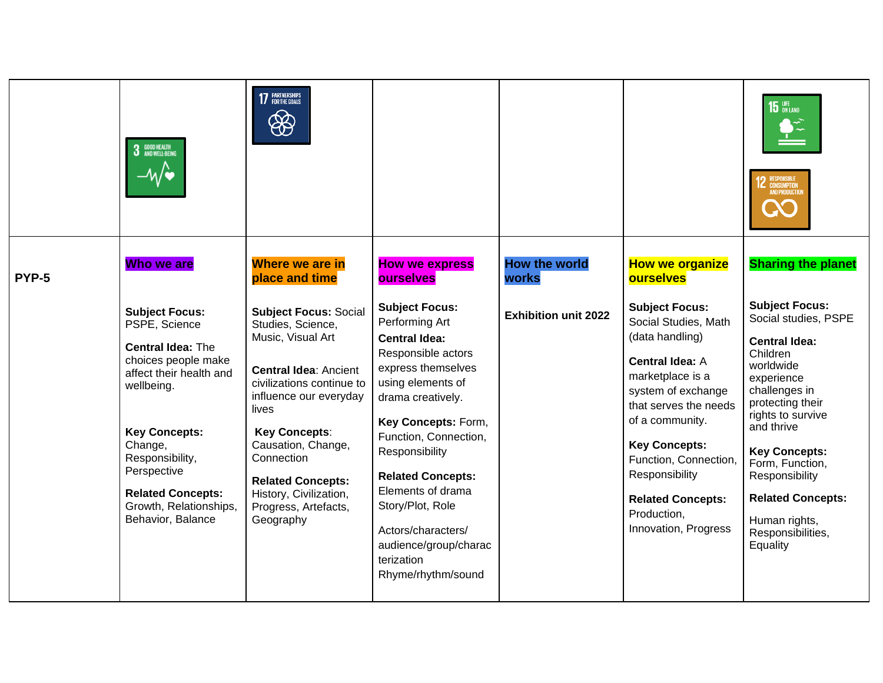| | | | | | | |
|---|---|---|---|---|---|---|
| | 3 GOOD HEALTH AND WELL-BEING | 17 PARTNERSHIPS FOR THE GOALS | | | | 15 LIFE ON LAND<br>12 RESPONSIBLE CONSUMPTION AND PRODUCTION |
| **PYP-5** | **Who we are**<br><br>**Subject Focus:** PSPE, Science<br><br>**Central Idea:** The choices people make affect their health and wellbeing.<br><br>**Key Concepts:** Change, Responsibility, Perspective<br><br>**Related Concepts:** Growth, Relationships, Behavior, Balance | **Where we are in place and time**<br><br>**Subject Focus:** Social Studies, Science, Music, Visual Art<br><br>**Central Idea**: Ancient civilizations continue to influence our everyday lives<br><br>**Key Concepts**: Causation, Change, Connection<br><br>**Related Concepts:** History, Civilization, Progress, Artefacts, Geography | **How we express ourselves**<br><br>**Subject Focus:** Performing Art<br><br>**Central Idea:** Responsible actors express themselves using elements of drama creatively.<br><br>**Key Concepts:** Form, Function, Connection, Responsibility<br><br>**Related Concepts:** Elements of drama Story/Plot, Role<br><br>Actors/characters/ audience/group/characterization Rhyme/rhythm/sound | **How the world works**<br><br>**Exhibition unit 2022** | **How we organize ourselves**<br><br>**Subject Focus:** Social Studies, Math (data handling)<br><br>**Central Idea:** A marketplace is a system of exchange that serves the needs of a community.<br><br>**Key Concepts:** Function, Connection, Responsibility<br><br>**Related Concepts:** Production, Innovation, Progress | **Sharing the planet**<br><br>**Subject Focus:** Social studies, PSPE<br><br>**Central Idea:** Children worldwide experience challenges in protecting their rights to survive and thrive<br><br>**Key Concepts:** Form, Function, Responsibility<br><br>**Related Concepts:**<br><br>Human rights, Responsibilities, Equality |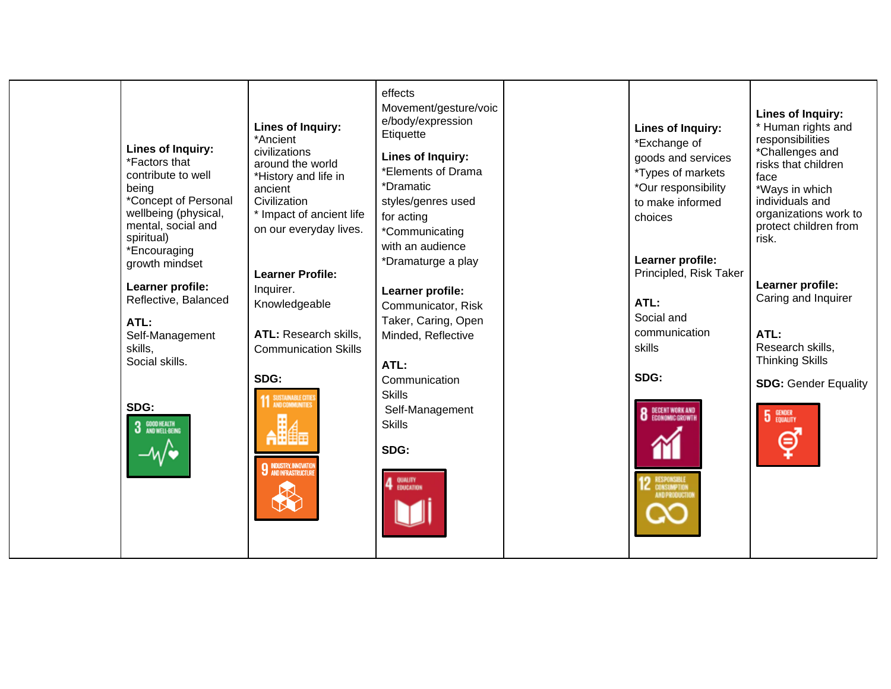| | | | | | | |
|---|---|---|---|---|---|---|
| | **Lines of Inquiry:** *Factors that contribute to well being *Concept of Personal wellbeing (physical, mental, social and spiritual) *Encouraging growth mindset **Learner profile:** Reflective, Balanced **ATL:** Self-Management skills, Social skills. **SDG:** 3 GOOD HEALTH AND WELL-BEING | **Lines of Inquiry:** *Ancient civilizations around the world *History and life in ancient Civilization * Impact of ancient life on our everyday lives. **Learner Profile:** Inquirer. Knowledgeable **ATL:** Research skills, Communication Skills **SDG:** 11 SUSTAINABLE CITIES AND COMMUNITIES 9 INDUSTRY, INNOVATION AND INFRASTRUCTURE | effects Movement/gesture/voice/body/expression Etiquette **Lines of Inquiry:** *Elements of Drama *Dramatic styles/genres used for acting *Communicating with an audience *Dramaturge a play **Learner profile:** Communicator, Risk Taker, Caring, Open Minded, Reflective **ATL:** Communication Skills Self-Management Skills **SDG:** 4 QUALITY EDUCATION | | **Lines of Inquiry:** *Exchange of goods and services *Types of markets *Our responsibility to make informed choices **Learner profile:** Principled, Risk Taker **ATL:** Social and communication skills **SDG:** 8 DECENT WORK AND ECONOMIC GROWTH 12 RESPONSIBLE CONSUMPTION AND PRODUCTION | **Lines of Inquiry:** * Human rights and responsibilities *Challenges and risks that children face *Ways in which individuals and organizations work to protect children from risk. **Learner profile:** Caring and Inquirer **ATL:** Research skills, Thinking Skills **SDG:** Gender Equality 5 GENDER EQUALITY |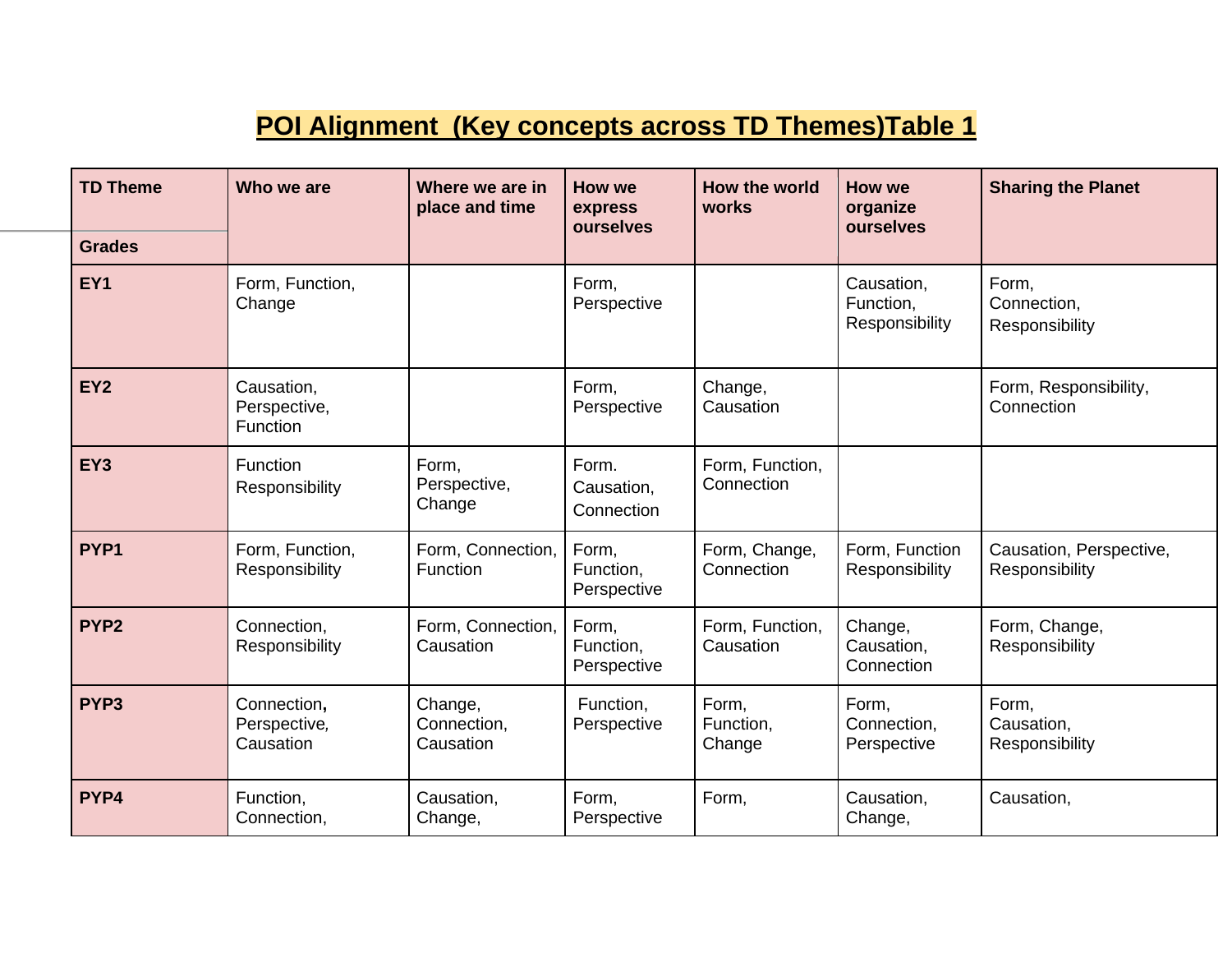# POI Alignment (Key concepts across TD Themes)Table 1

| TD Theme / Grades | Who we are | Where we are in place and time | How we express ourselves | How the world works | How we organize ourselves | Sharing the Planet |
|---|---|---|---|---|---|---|
| **EY1** | Form, Function, Change | | Form, Perspective | | Causation, Function, Responsibility | Form, Connection, Responsibility |
| **EY2** | Causation, Perspective, Function | | Form, Perspective | Change, Causation | | Form, Responsibility, Connection |
| **EY3** | Function Responsibility | Form, Perspective, Change | Form. Causation, Connection | Form, Function, Connection | | |
| **PYP1** | Form, Function, Responsibility | Form, Connection, Function | Form, Function, Perspective | Form, Change, Connection | Form, Function Responsibility | Causation, Perspective, Responsibility |
| **PYP2** | Connection, Responsibility | Form, Connection, Causation | Form, Function, Perspective | Form, Function, Causation | Change, Causation, Connection | Form, Change, Responsibility |
| **PYP3** | Connection**,** Perspective, Causation | Change, Connection, Causation | Function, Perspective | Form, Function, Change | Form, Connection, Perspective | Form, Causation, Responsibility |
| **PYP4** | Function, Connection, | Causation, Change, | Form, Perspective | Form, | Causation, Change, | Causation, |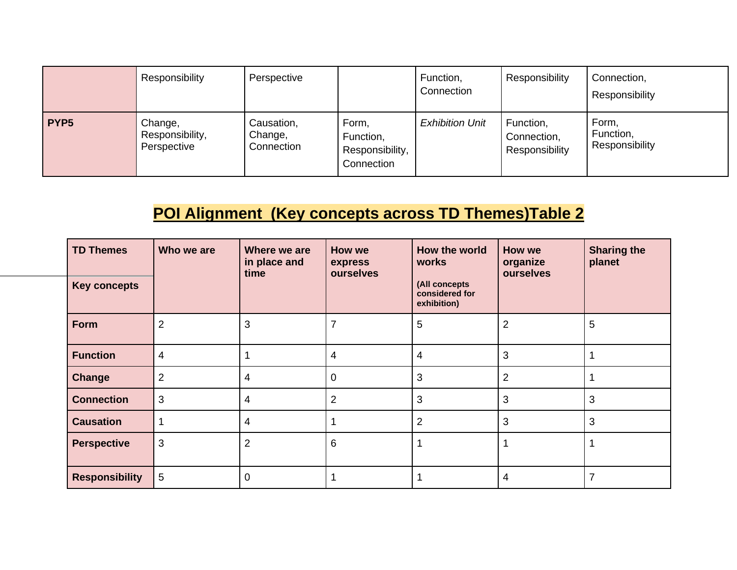| | | | | | | |
|---|---|---|---|---|---|---|
| | Responsibility | Perspective | | Function, Connection | Responsibility | Connection, Responsibility |
| **PYP5** | Change, Responsibility, Perspective | Causation, Change, Connection | Form, Function, Responsibility, Connection | *Exhibition Unit* | Function, Connection, Responsibility | Form, Function, Responsibility |

## POI Alignment (Key concepts across TD Themes)Table 2

| **TD Themes** / **Key concepts** | **Who we are** | **Where we are in place and time** | **How we express ourselves** | **How the world works** (All concepts considered for exhibition) | **How we organize ourselves** | **Sharing the planet** |
|---|---|---|---|---|---|---|
| **Form** | 2 | 3 | 7 | 5 | 2 | 5 |
| **Function** | 4 | 1 | 4 | 4 | 3 | 1 |
| **Change** | 2 | 4 | 0 | 3 | 2 | 1 |
| **Connection** | 3 | 4 | 2 | 3 | 3 | 3 |
| **Causation** | 1 | 4 | 1 | 2 | 3 | 3 |
| **Perspective** | 3 | 2 | 6 | 1 | 1 | 1 |
| **Responsibility** | 5 | 0 | 1 | 1 | 4 | 7 |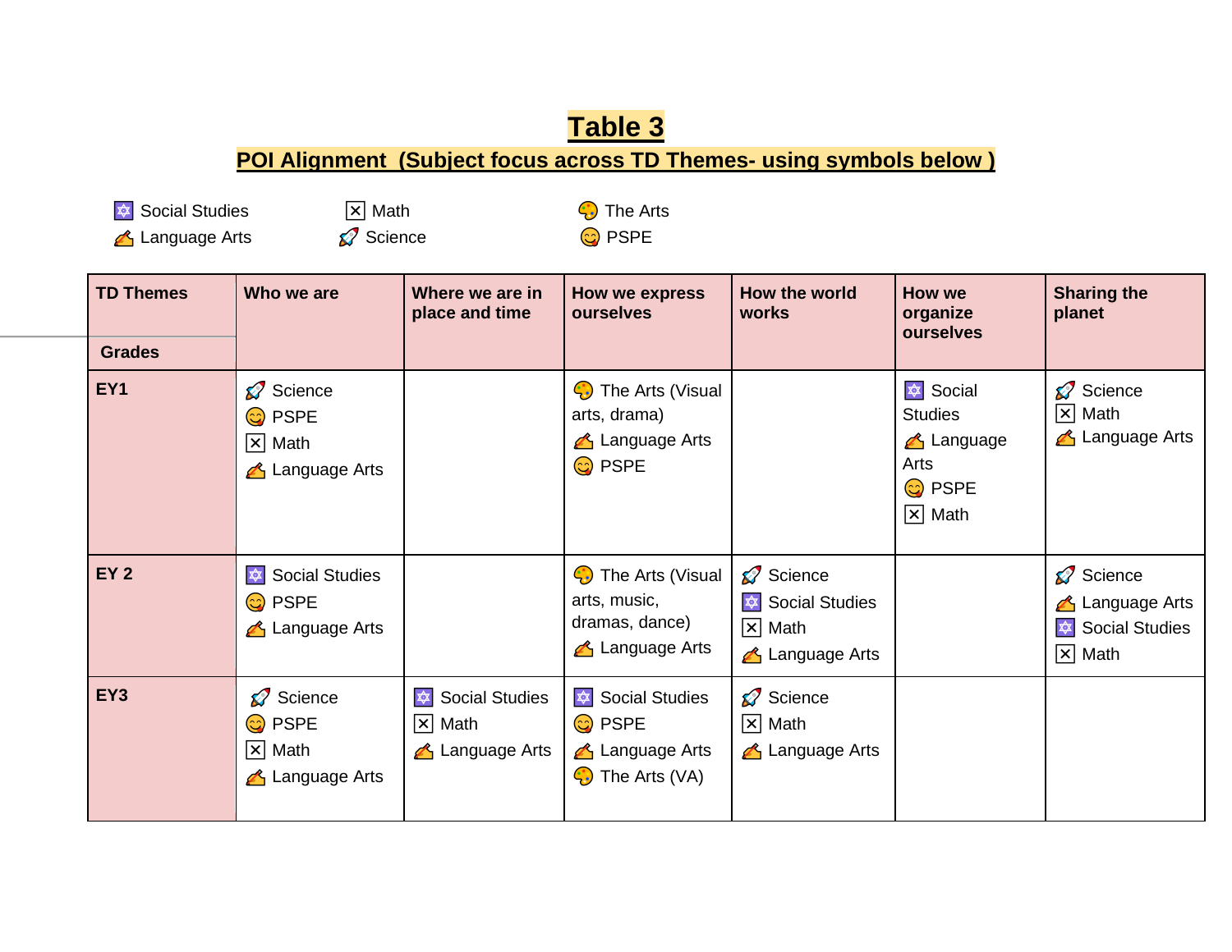# Table 3

## POI Alignment (Subject focus across TD Themes- using symbols below )

🔯 Social Studies ☒ Math 🎨 The Arts

✍️ Language Arts 🚀 Science 😋 PSPE

| TD Themes / Grades | Who we are | Where we are in place and time | How we express ourselves | How the world works | How we organize ourselves | Sharing the planet |
|---|---|---|---|---|---|---|
| EY1 | 🚀 Science<br>😋 PSPE<br>☒ Math<br>✍️ Language Arts | | 🎨 The Arts (Visual arts, drama)<br>✍️ Language Arts<br>😋 PSPE | | 🔯 Social Studies<br>✍️ Language Arts<br>😋 PSPE<br>☒ Math | 🚀 Science<br>☒ Math<br>✍️ Language Arts |
| EY 2 | 🔯 Social Studies<br>😋 PSPE<br>✍️ Language Arts | | 🎨 The Arts (Visual arts, music, dramas, dance)<br>✍️ Language Arts | 🚀 Science<br>🔯 Social Studies<br>☒ Math<br>✍️ Language Arts | | 🚀 Science<br>✍️ Language Arts<br>🔯 Social Studies<br>☒ Math |
| EY3 | 🚀 Science<br>😋 PSPE<br>☒ Math<br>✍️ Language Arts | 🔯 Social Studies<br>☒ Math<br>✍️ Language Arts | 🔯 Social Studies<br>😋 PSPE<br>✍️ Language Arts<br>🎨 The Arts (VA) | 🚀 Science<br>☒ Math<br>✍️ Language Arts | | |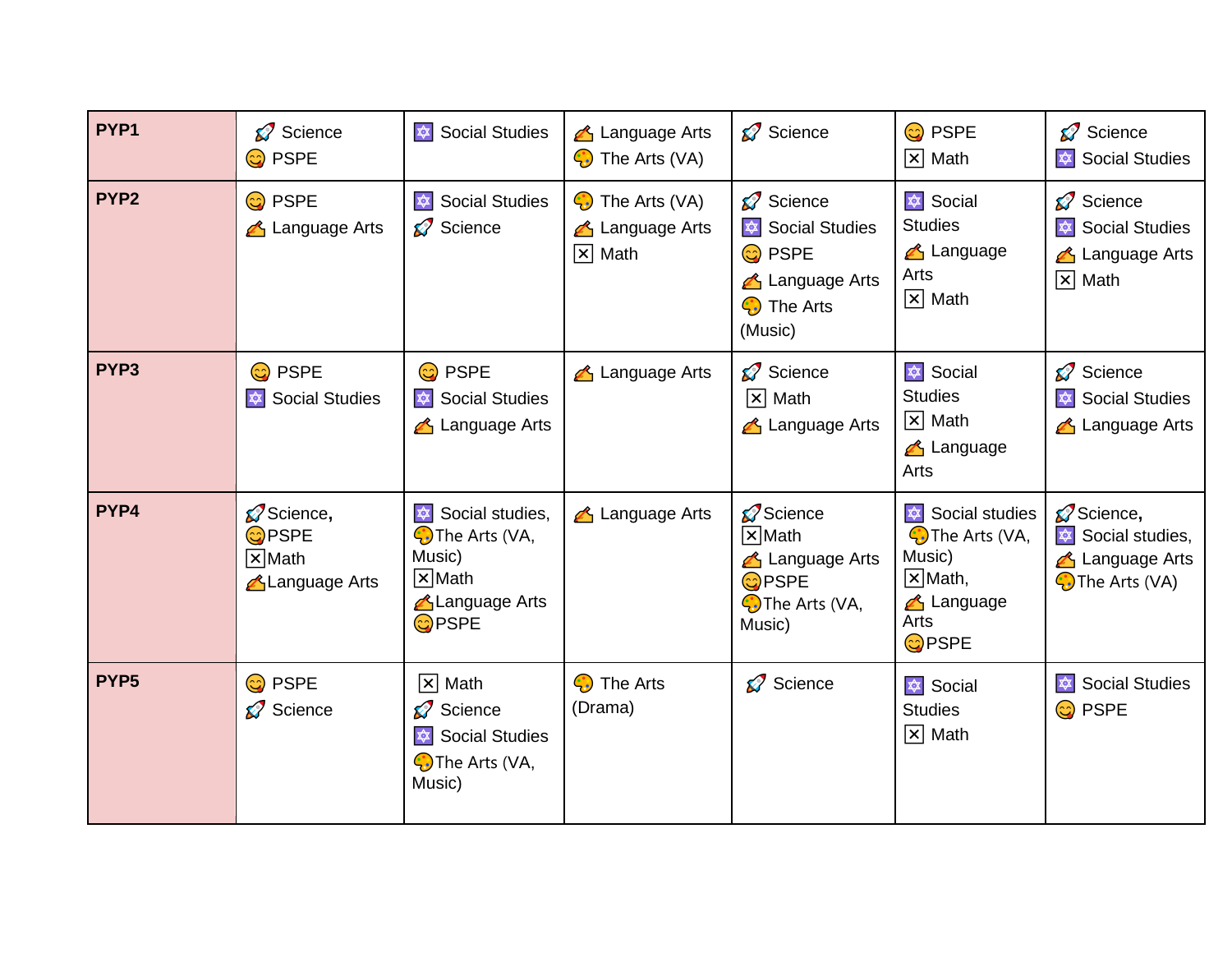| PYP1 | 🚀 Science<br>😋 PSPE | 🔯 Social Studies | ✍️ Language Arts<br>🎨 The Arts (VA) | 🚀 Science | 😋 PSPE<br>❎ Math | 🚀 Science<br>🔯 Social Studies |
|---|---|---|---|---|---|---|
| **PYP2** | 😋 PSPE<br>✍️ Language Arts | 🔯 Social Studies<br>🚀 Science | 🎨 The Arts (VA)<br>✍️ Language Arts<br>❎ Math | 🚀 Science<br>🔯 Social Studies<br>😋 PSPE<br>✍️ Language Arts<br>🎨 The Arts (Music) | 🔯 Social Studies<br>✍️ Language Arts<br>❎ Math | 🚀 Science<br>🔯 Social Studies<br>✍️ Language Arts<br>❎ Math |
| **PYP3** | 😋 PSPE<br>🔯 Social Studies | 😋 PSPE<br>🔯 Social Studies<br>✍️ Language Arts | ✍️ Language Arts | 🚀 Science<br>❎ Math<br>✍️ Language Arts | 🔯 Social Studies<br>❎ Math<br>✍️ Language Arts | 🚀 Science<br>🔯 Social Studies<br>✍️ Language Arts |
| **PYP4** | 🚀Science,<br>😋PSPE<br>❎Math<br>✍️Language Arts | 🔯 Social studies,<br>🎨The Arts (VA, Music)<br>❎Math<br>✍️Language Arts<br>😋PSPE | ✍️ Language Arts | 🚀Science<br>❎Math<br>✍️ Language Arts<br>😋PSPE<br>🎨The Arts (VA, Music) | 🔯 Social studies<br>🎨The Arts (VA, Music)<br>❎Math,<br>✍️ Language Arts<br>😋PSPE | 🚀Science,<br>🔯 Social studies,<br>✍️ Language Arts<br>🎨The Arts (VA) |
| **PYP5** | 😋 PSPE<br>🚀 Science | ❎ Math<br>🚀 Science<br>🔯 Social Studies<br>🎨The Arts (VA, Music) | 🎨 The Arts (Drama) | 🚀 Science | 🔯 Social Studies<br>❎ Math | 🔯 Social Studies<br>😋 PSPE |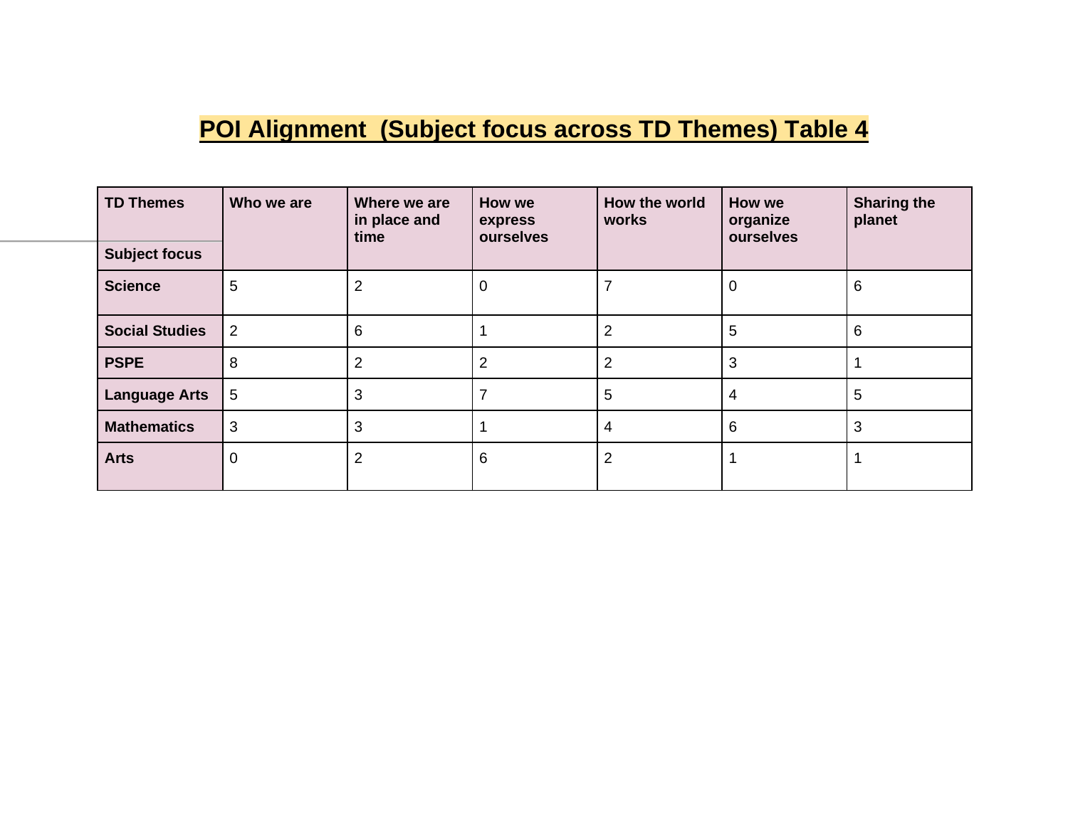# POI Alignment (Subject focus across TD Themes) Table 4

| TD Themes / Subject focus | Who we are | Where we are in place and time | How we express ourselves | How the world works | How we organize ourselves | Sharing the planet |
|---|---|---|---|---|---|---|
| **Science** | 5 | 2 | 0 | 7 | 0 | 6 |
| **Social Studies** | 2 | 6 | 1 | 2 | 5 | 6 |
| **PSPE** | 8 | 2 | 2 | 2 | 3 | 1 |
| **Language Arts** | 5 | 3 | 7 | 5 | 4 | 5 |
| **Mathematics** | 3 | 3 | 1 | 4 | 6 | 3 |
| **Arts** | 0 | 2 | 6 | 2 | 1 | 1 |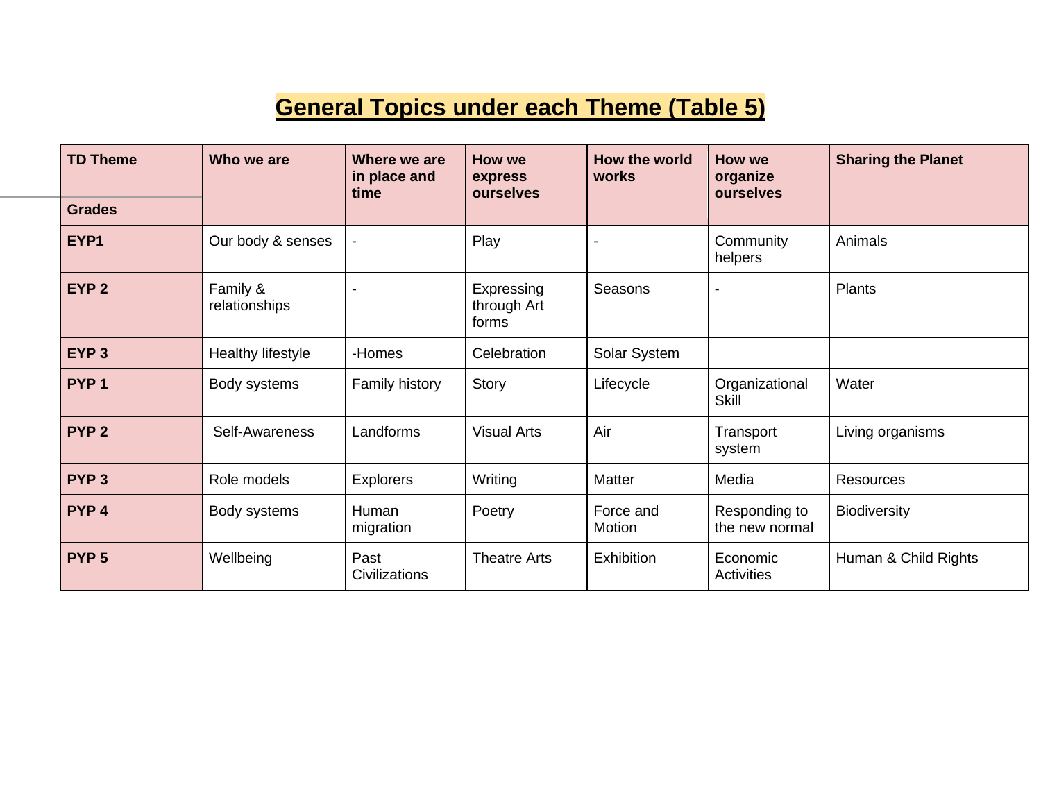## General Topics under each Theme (Table 5)

| TD Theme / Grades | Who we are | Where we are in place and time | How we express ourselves | How the world works | How we organize ourselves | Sharing the Planet |
|---|---|---|---|---|---|---|
| **EYP1** | Our body & senses | - | Play | - | Community helpers | Animals |
| **EYP 2** | Family & relationships | - | Expressing through Art forms | Seasons | - | Plants |
| **EYP 3** | Healthy lifestyle | -Homes | Celebration | Solar System | | |
| **PYP 1** | Body systems | Family history | Story | Lifecycle | Organizational Skill | Water |
| **PYP 2** | Self-Awareness | Landforms | Visual Arts | Air | Transport system | Living organisms |
| **PYP 3** | Role models | Explorers | Writing | Matter | Media | Resources |
| **PYP 4** | Body systems | Human migration | Poetry | Force and Motion | Responding to the new normal | Biodiversity |
| **PYP 5** | Wellbeing | Past Civilizations | Theatre Arts | Exhibition | Economic Activities | Human & Child Rights |